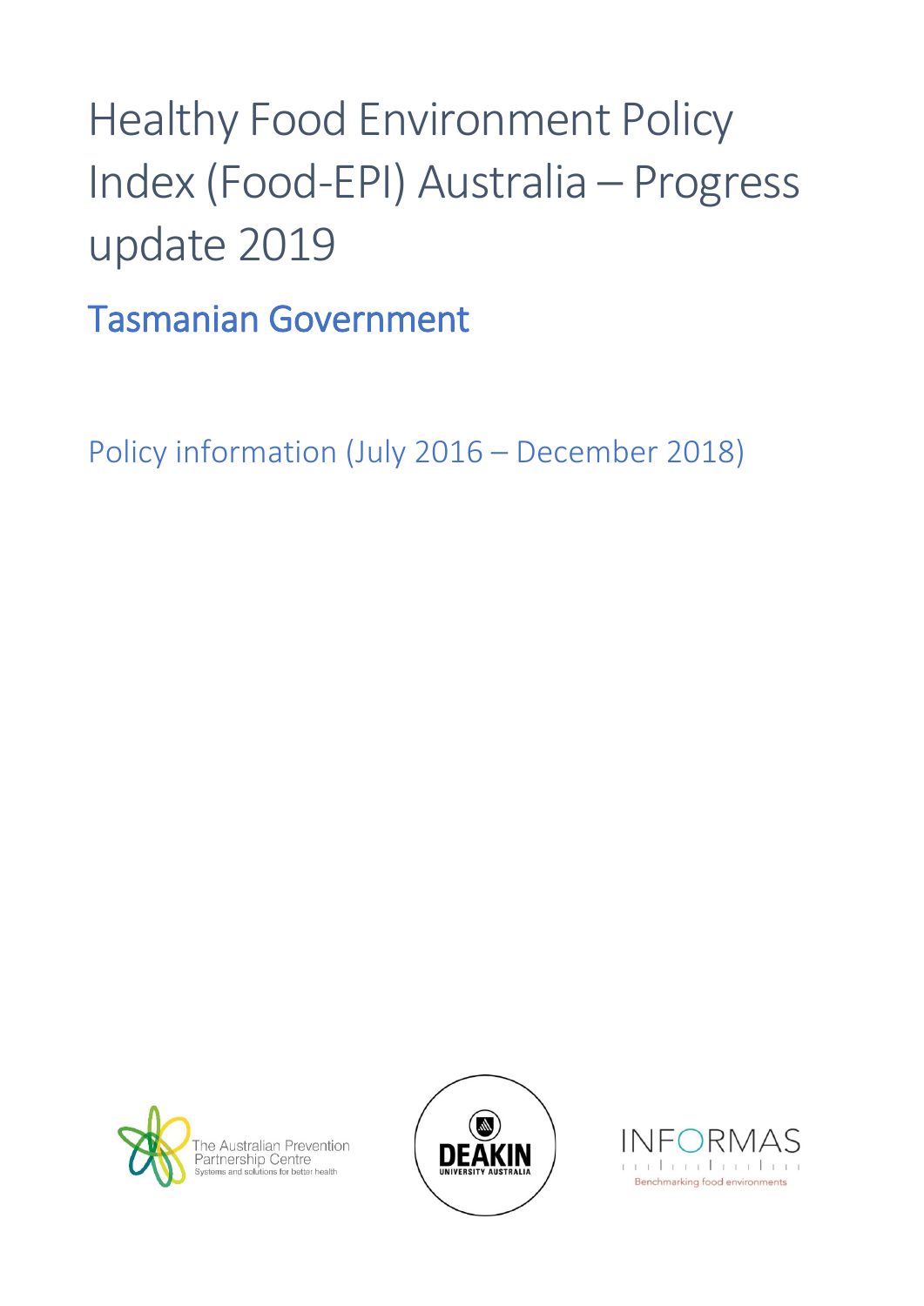# Healthy Food Environment Policy Index (Food-EPI) Australia – Progress update 2019

## Tasmanian Government

Policy information (July 2016 – December 2018)

The Australian Prevention Partnership Centre
Systems and solutions for better health

DEAKIN
UNIVERSITY AUSTRALIA

INFORMAS
Benchmarking food environments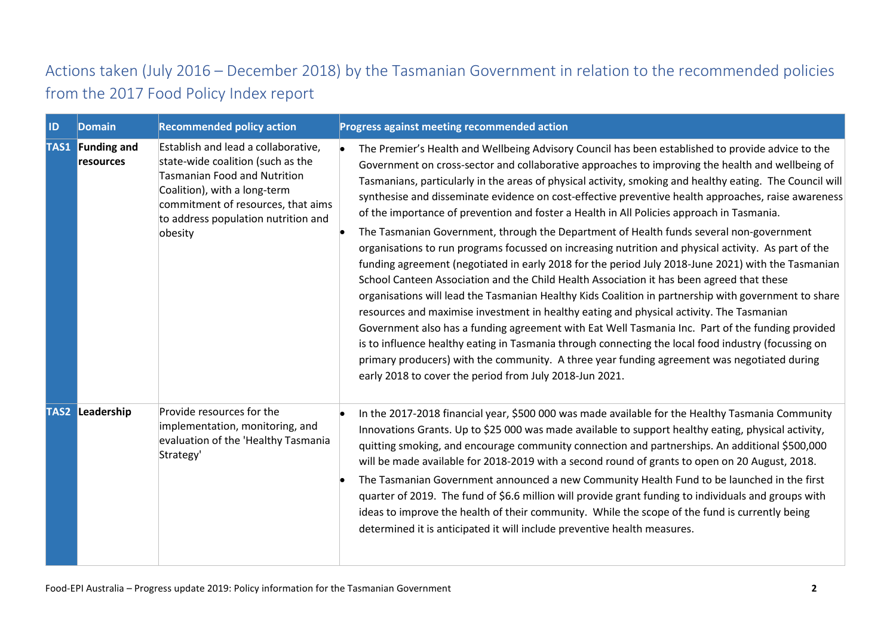## Actions taken (July 2016 – December 2018) by the Tasmanian Government in relation to the recommended policies from the 2017 Food Policy Index report

| ID | Domain | Recommended policy action | Progress against meeting recommended action |
|---|---|---|---|
| TAS1 | Funding and resources | Establish and lead a collaborative, state-wide coalition (such as the Tasmanian Food and Nutrition Coalition), with a long-term commitment of resources, that aims to address population nutrition and obesity | • The Premier's Health and Wellbeing Advisory Council has been established to provide advice to the Government on cross-sector and collaborative approaches to improving the health and wellbeing of Tasmanians, particularly in the areas of physical activity, smoking and healthy eating. The Council will synthesise and disseminate evidence on cost-effective preventive health approaches, raise awareness of the importance of prevention and foster a Health in All Policies approach in Tasmania.<br>• The Tasmanian Government, through the Department of Health funds several non-government organisations to run programs focussed on increasing nutrition and physical activity. As part of the funding agreement (negotiated in early 2018 for the period July 2018-June 2021) with the Tasmanian School Canteen Association and the Child Health Association it has been agreed that these organisations will lead the Tasmanian Healthy Kids Coalition in partnership with government to share resources and maximise investment in healthy eating and physical activity. The Tasmanian Government also has a funding agreement with Eat Well Tasmania Inc. Part of the funding provided is to influence healthy eating in Tasmania through connecting the local food industry (focussing on primary producers) with the community. A three year funding agreement was negotiated during early 2018 to cover the period from July 2018-Jun 2021. |
| TAS2 | Leadership | Provide resources for the implementation, monitoring, and evaluation of the 'Healthy Tasmania Strategy' | • In the 2017-2018 financial year, $500 000 was made available for the Healthy Tasmania Community Innovations Grants. Up to $25 000 was made available to support healthy eating, physical activity, quitting smoking, and encourage community connection and partnerships. An additional $500,000 will be made available for 2018-2019 with a second round of grants to open on 20 August, 2018.<br>• The Tasmanian Government announced a new Community Health Fund to be launched in the first quarter of 2019. The fund of $6.6 million will provide grant funding to individuals and groups with ideas to improve the health of their community. While the scope of the fund is currently being determined it is anticipated it will include preventive health measures. |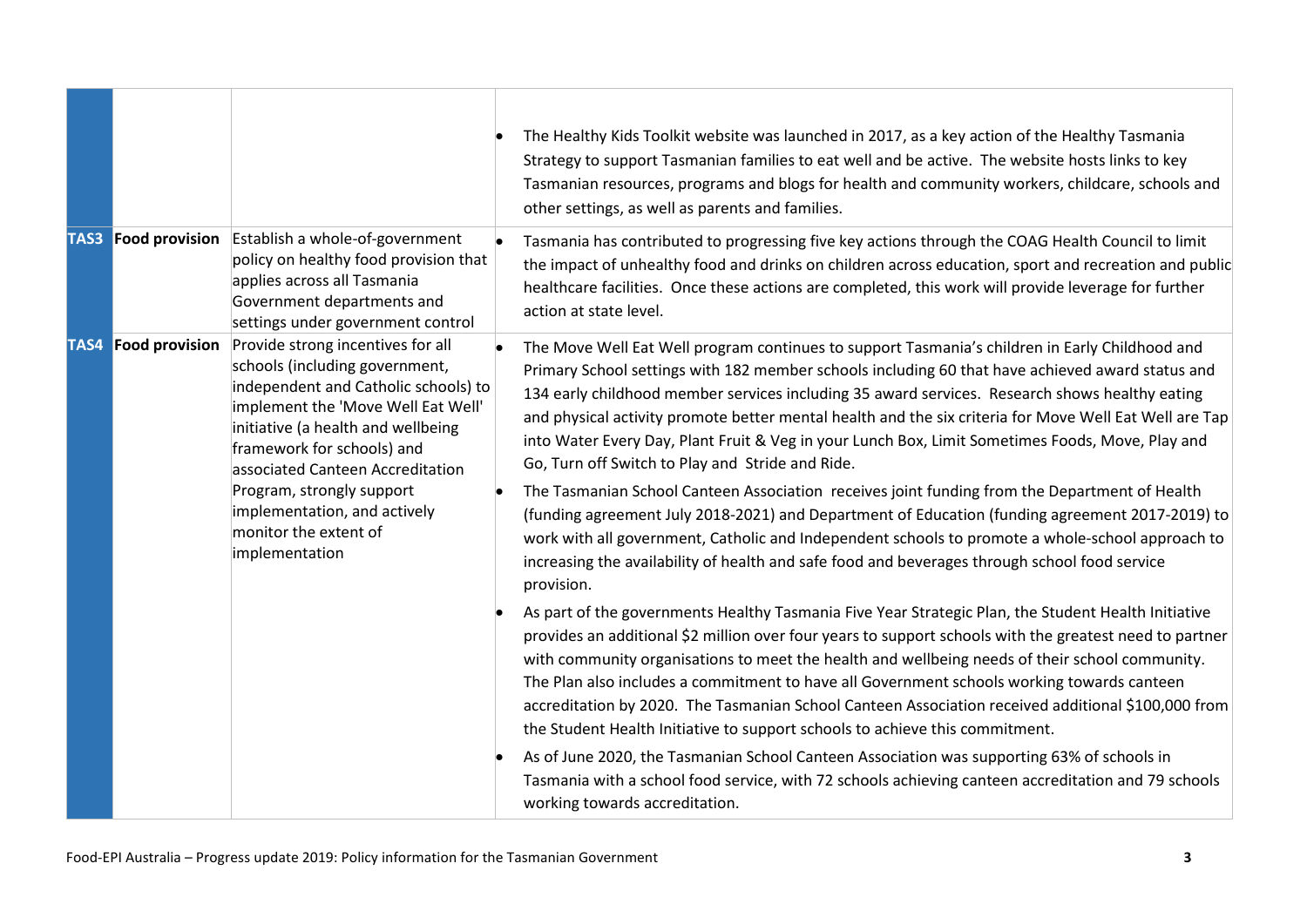| | | | |
|---|---|---|---|
| | | | • The Healthy Kids Toolkit website was launched in 2017, as a key action of the Healthy Tasmania Strategy to support Tasmanian families to eat well and be active. The website hosts links to key Tasmanian resources, programs and blogs for health and community workers, childcare, schools and other settings, as well as parents and families. |
| **TAS3** | **Food provision** | Establish a whole-of-government policy on healthy food provision that applies across all Tasmania Government departments and settings under government control | • Tasmania has contributed to progressing five key actions through the COAG Health Council to limit the impact of unhealthy food and drinks on children across education, sport and recreation and public healthcare facilities. Once these actions are completed, this work will provide leverage for further action at state level. |
| **TAS4** | **Food provision** | Provide strong incentives for all schools (including government, independent and Catholic schools) to implement the 'Move Well Eat Well' initiative (a health and wellbeing framework for schools) and associated Canteen Accreditation Program, strongly support implementation, and actively monitor the extent of implementation | • The Move Well Eat Well program continues to support Tasmania's children in Early Childhood and Primary School settings with 182 member schools including 60 that have achieved award status and 134 early childhood member services including 35 award services. Research shows healthy eating and physical activity promote better mental health and the six criteria for Move Well Eat Well are Tap into Water Every Day, Plant Fruit & Veg in your Lunch Box, Limit Sometimes Foods, Move, Play and Go, Turn off Switch to Play and Stride and Ride.<br>• The Tasmanian School Canteen Association receives joint funding from the Department of Health (funding agreement July 2018-2021) and Department of Education (funding agreement 2017-2019) to work with all government, Catholic and Independent schools to promote a whole-school approach to increasing the availability of health and safe food and beverages through school food service provision.<br>• As part of the governments Healthy Tasmania Five Year Strategic Plan, the Student Health Initiative provides an additional $2 million over four years to support schools with the greatest need to partner with community organisations to meet the health and wellbeing needs of their school community. The Plan also includes a commitment to have all Government schools working towards canteen accreditation by 2020. The Tasmanian School Canteen Association received additional $100,000 from the Student Health Initiative to support schools to achieve this commitment.<br>• As of June 2020, the Tasmanian School Canteen Association was supporting 63% of schools in Tasmania with a school food service, with 72 schools achieving canteen accreditation and 79 schools working towards accreditation. |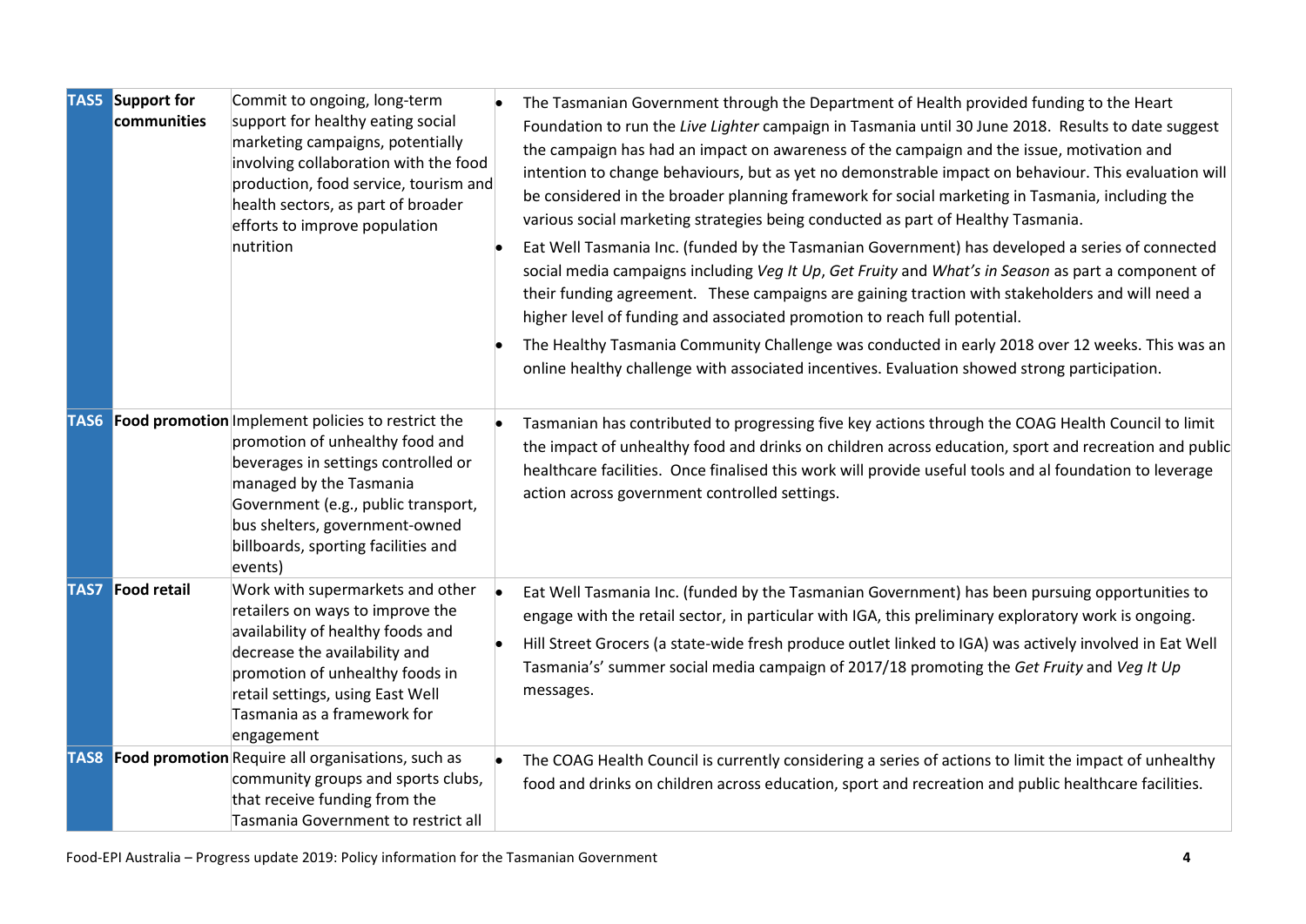| | | | |
|---|---|---|---|
| TAS5 | **Support for communities** | Commit to ongoing, long-term support for healthy eating social marketing campaigns, potentially involving collaboration with the food production, food service, tourism and health sectors, as part of broader efforts to improve population nutrition | • The Tasmanian Government through the Department of Health provided funding to the Heart Foundation to run the *Live Lighter* campaign in Tasmania until 30 June 2018. Results to date suggest the campaign has had an impact on awareness of the campaign and the issue, motivation and intention to change behaviours, but as yet no demonstrable impact on behaviour. This evaluation will be considered in the broader planning framework for social marketing in Tasmania, including the various social marketing strategies being conducted as part of Healthy Tasmania.<br>• Eat Well Tasmania Inc. (funded by the Tasmanian Government) has developed a series of connected social media campaigns including *Veg It Up*, *Get Fruity* and *What's in Season* as part a component of their funding agreement. These campaigns are gaining traction with stakeholders and will need a higher level of funding and associated promotion to reach full potential.<br>• The Healthy Tasmania Community Challenge was conducted in early 2018 over 12 weeks. This was an online healthy challenge with associated incentives. Evaluation showed strong participation. |
| TAS6 | **Food promotion** | Implement policies to restrict the promotion of unhealthy food and beverages in settings controlled or managed by the Tasmania Government (e.g., public transport, bus shelters, government-owned billboards, sporting facilities and events) | • Tasmanian has contributed to progressing five key actions through the COAG Health Council to limit the impact of unhealthy food and drinks on children across education, sport and recreation and public healthcare facilities. Once finalised this work will provide useful tools and al foundation to leverage action across government controlled settings. |
| TAS7 | **Food retail** | Work with supermarkets and other retailers on ways to improve the availability of healthy foods and decrease the availability and promotion of unhealthy foods in retail settings, using East Well Tasmania as a framework for engagement | • Eat Well Tasmania Inc. (funded by the Tasmanian Government) has been pursuing opportunities to engage with the retail sector, in particular with IGA, this preliminary exploratory work is ongoing.<br>• Hill Street Grocers (a state-wide fresh produce outlet linked to IGA) was actively involved in Eat Well Tasmania's' summer social media campaign of 2017/18 promoting the *Get Fruity* and *Veg It Up* messages. |
| TAS8 | **Food promotion** | Require all organisations, such as community groups and sports clubs, that receive funding from the Tasmania Government to restrict all | • The COAG Health Council is currently considering a series of actions to limit the impact of unhealthy food and drinks on children across education, sport and recreation and public healthcare facilities. |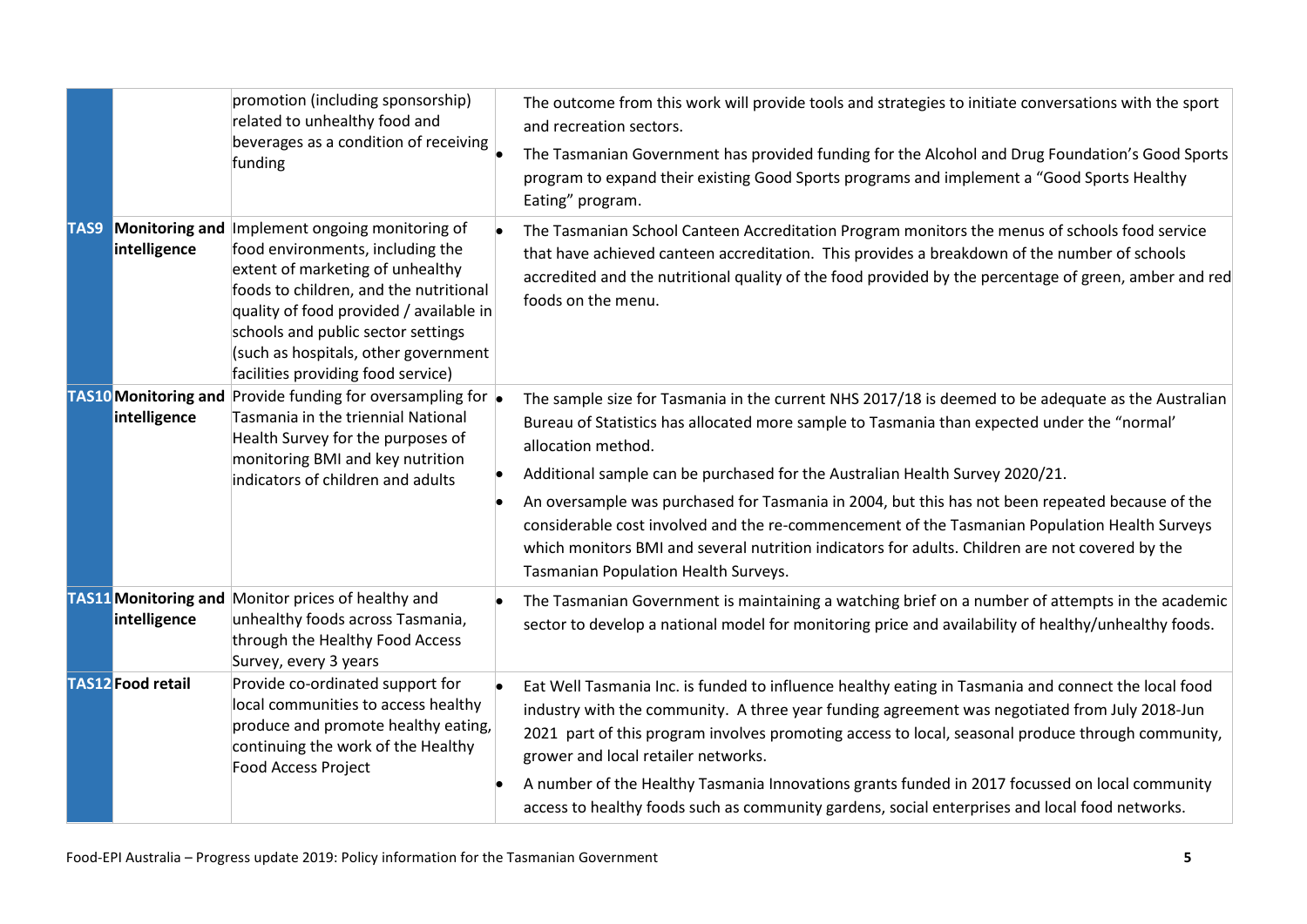| | | | |
|---|---|---|---|
| | | promotion (including sponsorship) related to unhealthy food and beverages as a condition of receiving funding | The outcome from this work will provide tools and strategies to initiate conversations with the sport and recreation sectors.<br>• The Tasmanian Government has provided funding for the Alcohol and Drug Foundation's Good Sports program to expand their existing Good Sports programs and implement a "Good Sports Healthy Eating" program. |
| **TAS9** | **Monitoring and intelligence** | Implement ongoing monitoring of food environments, including the extent of marketing of unhealthy foods to children, and the nutritional quality of food provided / available in schools and public sector settings (such as hospitals, other government facilities providing food service) | • The Tasmanian School Canteen Accreditation Program monitors the menus of schools food service that have achieved canteen accreditation. This provides a breakdown of the number of schools accredited and the nutritional quality of the food provided by the percentage of green, amber and red foods on the menu. |
| **TAS10** | **Monitoring and intelligence** | Provide funding for oversampling for Tasmania in the triennial National Health Survey for the purposes of monitoring BMI and key nutrition indicators of children and adults | • The sample size for Tasmania in the current NHS 2017/18 is deemed to be adequate as the Australian Bureau of Statistics has allocated more sample to Tasmania than expected under the 'normal' allocation method.<br>• Additional sample can be purchased for the Australian Health Survey 2020/21.<br>• An oversample was purchased for Tasmania in 2004, but this has not been repeated because of the considerable cost involved and the re-commencement of the Tasmanian Population Health Surveys which monitors BMI and several nutrition indicators for adults. Children are not covered by the Tasmanian Population Health Surveys. |
| **TAS11** | **Monitoring and intelligence** | Monitor prices of healthy and unhealthy foods across Tasmania, through the Healthy Food Access Survey, every 3 years | • The Tasmanian Government is maintaining a watching brief on a number of attempts in the academic sector to develop a national model for monitoring price and availability of healthy/unhealthy foods. |
| **TAS12** | **Food retail** | Provide co-ordinated support for local communities to access healthy produce and promote healthy eating, continuing the work of the Healthy Food Access Project | • Eat Well Tasmania Inc. is funded to influence healthy eating in Tasmania and connect the local food industry with the community. A three year funding agreement was negotiated from July 2018-Jun 2021 part of this program involves promoting access to local, seasonal produce through community, grower and local retailer networks.<br>• A number of the Healthy Tasmania Innovations grants funded in 2017 focussed on local community access to healthy foods such as community gardens, social enterprises and local food networks. |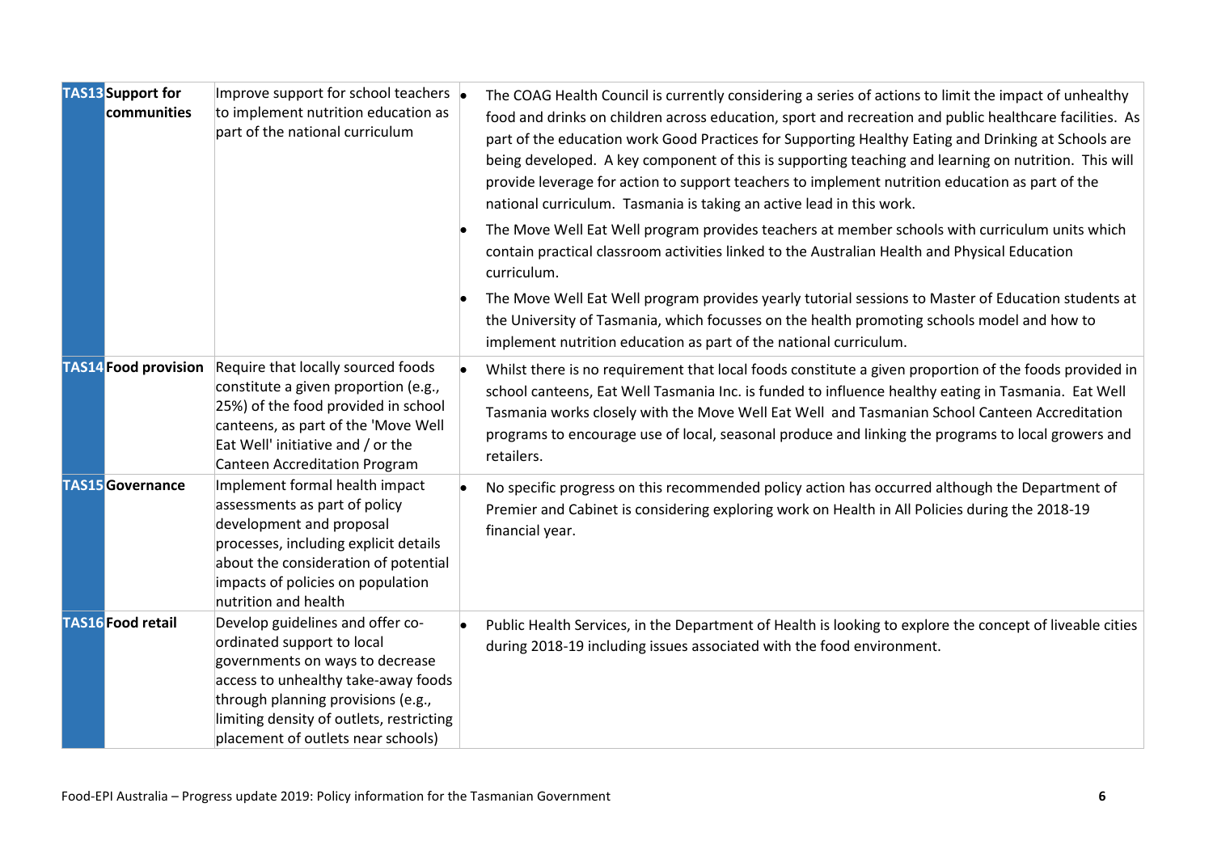| | | | |
|---|---|---|---|
| **TAS13** | **Support for communities** | Improve support for school teachers to implement nutrition education as part of the national curriculum | • The COAG Health Council is currently considering a series of actions to limit the impact of unhealthy food and drinks on children across education, sport and recreation and public healthcare facilities. As part of the education work Good Practices for Supporting Healthy Eating and Drinking at Schools are being developed. A key component of this is supporting teaching and learning on nutrition. This will provide leverage for action to support teachers to implement nutrition education as part of the national curriculum. Tasmania is taking an active lead in this work.<br>• The Move Well Eat Well program provides teachers at member schools with curriculum units which contain practical classroom activities linked to the Australian Health and Physical Education curriculum.<br>• The Move Well Eat Well program provides yearly tutorial sessions to Master of Education students at the University of Tasmania, which focusses on the health promoting schools model and how to implement nutrition education as part of the national curriculum. |
| **TAS14** | **Food provision** | Require that locally sourced foods constitute a given proportion (e.g., 25%) of the food provided in school canteens, as part of the 'Move Well Eat Well' initiative and / or the Canteen Accreditation Program | • Whilst there is no requirement that local foods constitute a given proportion of the foods provided in school canteens, Eat Well Tasmania Inc. is funded to influence healthy eating in Tasmania. Eat Well Tasmania works closely with the Move Well Eat Well and Tasmanian School Canteen Accreditation programs to encourage use of local, seasonal produce and linking the programs to local growers and retailers. |
| **TAS15** | **Governance** | Implement formal health impact assessments as part of policy development and proposal processes, including explicit details about the consideration of potential impacts of policies on population nutrition and health | • No specific progress on this recommended policy action has occurred although the Department of Premier and Cabinet is considering exploring work on Health in All Policies during the 2018-19 financial year. |
| **TAS16** | **Food retail** | Develop guidelines and offer co-ordinated support to local governments on ways to decrease access to unhealthy take-away foods through planning provisions (e.g., limiting density of outlets, restricting placement of outlets near schools) | • Public Health Services, in the Department of Health is looking to explore the concept of liveable cities during 2018-19 including issues associated with the food environment. |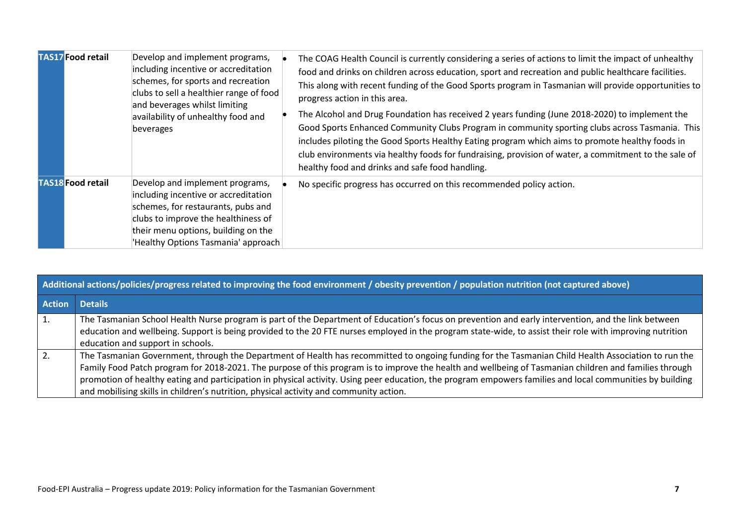| | | | |
|---|---|---|---|
| TAS17 | Food retail | Develop and implement programs, including incentive or accreditation schemes, for sports and recreation clubs to sell a healthier range of food and beverages whilst limiting availability of unhealthy food and beverages | • The COAG Health Council is currently considering a series of actions to limit the impact of unhealthy food and drinks on children across education, sport and recreation and public healthcare facilities. This along with recent funding of the Good Sports program in Tasmanian will provide opportunities to progress action in this area.<br>• The Alcohol and Drug Foundation has received 2 years funding (June 2018-2020) to implement the Good Sports Enhanced Community Clubs Program in community sporting clubs across Tasmania. This includes piloting the Good Sports Healthy Eating program which aims to promote healthy foods in club environments via healthy foods for fundraising, provision of water, a commitment to the sale of healthy food and drinks and safe food handling. |
| TAS18 | Food retail | Develop and implement programs, including incentive or accreditation schemes, for restaurants, pubs and clubs to improve the healthiness of their menu options, building on the 'Healthy Options Tasmania' approach | • No specific progress has occurred on this recommended policy action. |

| Additional actions/policies/progress related to improving the food environment / obesity prevention / population nutrition (not captured above) | |
|---|---|
| **Action** | **Details** |
| 1. | The Tasmanian School Health Nurse program is part of the Department of Education's focus on prevention and early intervention, and the link between education and wellbeing. Support is being provided to the 20 FTE nurses employed in the program state-wide, to assist their role with improving nutrition education and support in schools. |
| 2. | The Tasmanian Government, through the Department of Health has recommitted to ongoing funding for the Tasmanian Child Health Association to run the Family Food Patch program for 2018-2021. The purpose of this program is to improve the health and wellbeing of Tasmanian children and families through promotion of healthy eating and participation in physical activity. Using peer education, the program empowers families and local communities by building and mobilising skills in children's nutrition, physical activity and community action. |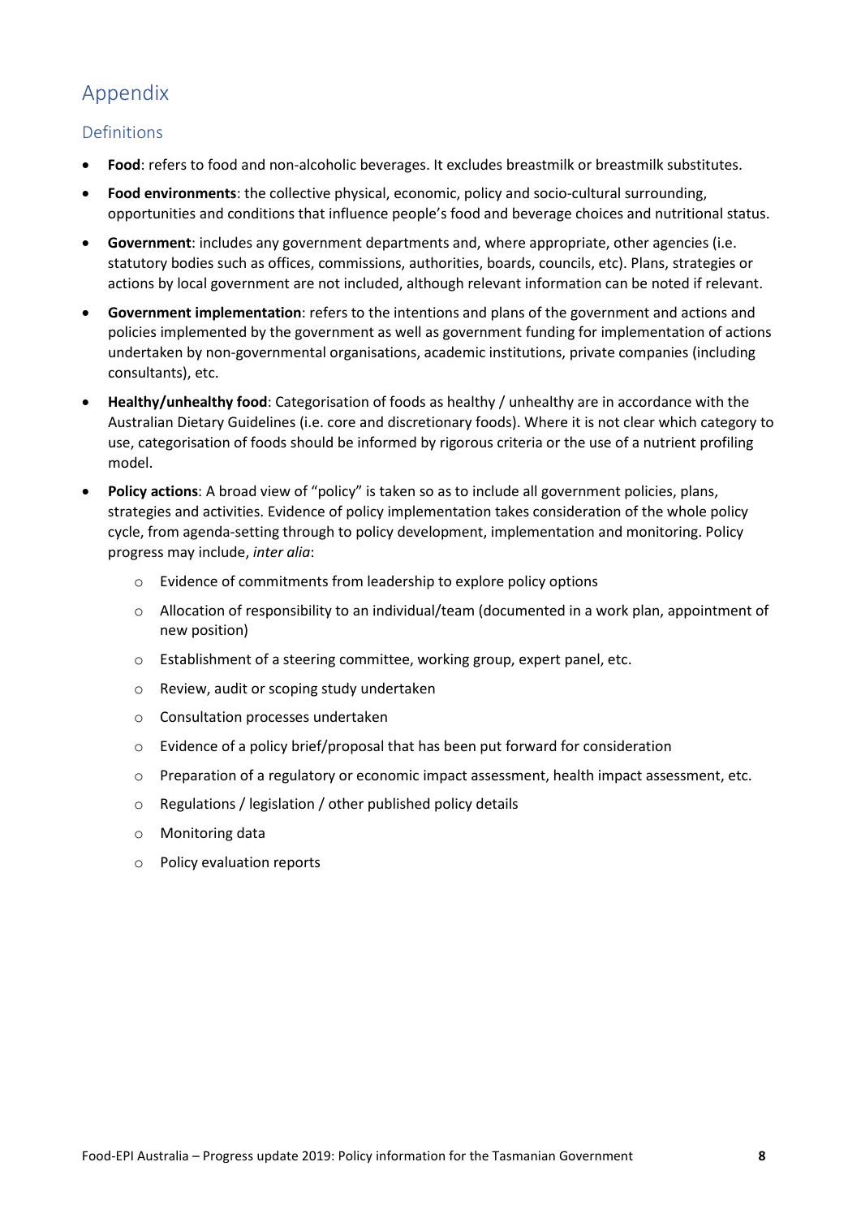# Appendix

## Definitions

- **Food**: refers to food and non-alcoholic beverages. It excludes breastmilk or breastmilk substitutes.
- **Food environments**: the collective physical, economic, policy and socio-cultural surrounding, opportunities and conditions that influence people's food and beverage choices and nutritional status.
- **Government**: includes any government departments and, where appropriate, other agencies (i.e. statutory bodies such as offices, commissions, authorities, boards, councils, etc). Plans, strategies or actions by local government are not included, although relevant information can be noted if relevant.
- **Government implementation**: refers to the intentions and plans of the government and actions and policies implemented by the government as well as government funding for implementation of actions undertaken by non-governmental organisations, academic institutions, private companies (including consultants), etc.
- **Healthy/unhealthy food**: Categorisation of foods as healthy / unhealthy are in accordance with the Australian Dietary Guidelines (i.e. core and discretionary foods). Where it is not clear which category to use, categorisation of foods should be informed by rigorous criteria or the use of a nutrient profiling model.
- **Policy actions**: A broad view of "policy" is taken so as to include all government policies, plans, strategies and activities. Evidence of policy implementation takes consideration of the whole policy cycle, from agenda-setting through to policy development, implementation and monitoring. Policy progress may include, *inter alia*:
    - Evidence of commitments from leadership to explore policy options
    - Allocation of responsibility to an individual/team (documented in a work plan, appointment of new position)
    - Establishment of a steering committee, working group, expert panel, etc.
    - Review, audit or scoping study undertaken
    - Consultation processes undertaken
    - Evidence of a policy brief/proposal that has been put forward for consideration
    - Preparation of a regulatory or economic impact assessment, health impact assessment, etc.
    - Regulations / legislation / other published policy details
    - Monitoring data
    - Policy evaluation reports